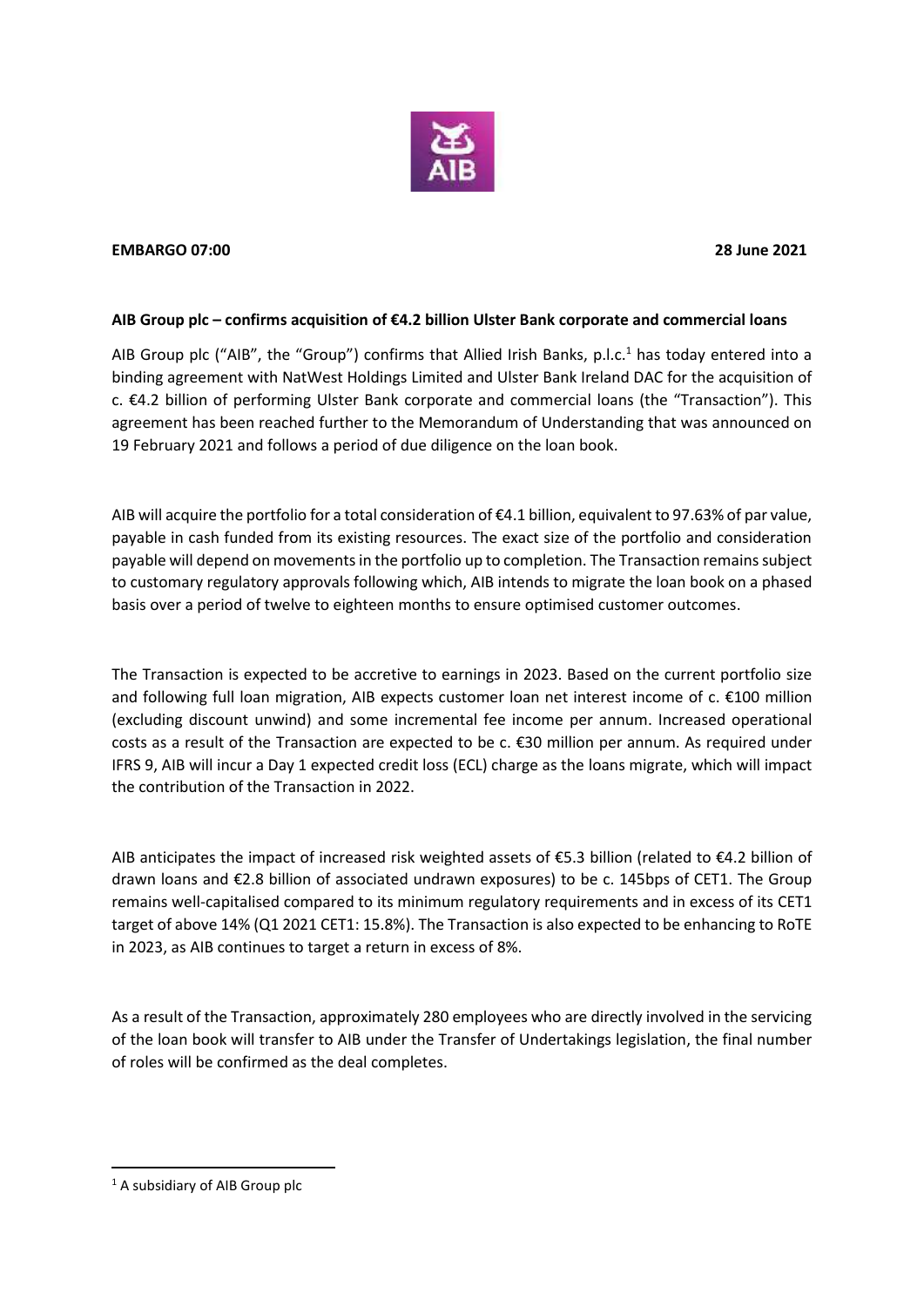**EMBARGO 07:00** **28 June 2021**

**AIB Group plc – confirms acquisition of €4.2 billion Ulster Bank corporate and commercial loans**

AIB Group plc ("AIB", the "Group") confirms that Allied Irish Banks, p.l.c.[1] has today entered into a binding agreement with NatWest Holdings Limited and Ulster Bank Ireland DAC for the acquisition of c. €4.2 billion of performing Ulster Bank corporate and commercial loans (the "Transaction"). This agreement has been reached further to the Memorandum of Understanding that was announced on 19 February 2021 and follows a period of due diligence on the loan book.

AIB will acquire the portfolio for a total consideration of €4.1 billion, equivalent to 97.63% of par value, payable in cash funded from its existing resources. The exact size of the portfolio and consideration payable will depend on movements in the portfolio up to completion. The Transaction remains subject to customary regulatory approvals following which, AIB intends to migrate the loan book on a phased basis over a period of twelve to eighteen months to ensure optimised customer outcomes.

The Transaction is expected to be accretive to earnings in 2023. Based on the current portfolio size and following full loan migration, AIB expects customer loan net interest income of c. €100 million (excluding discount unwind) and some incremental fee income per annum. Increased operational costs as a result of the Transaction are expected to be c. €30 million per annum. As required under IFRS 9, AIB will incur a Day 1 expected credit loss (ECL) charge as the loans migrate, which will impact the contribution of the Transaction in 2022.

AIB anticipates the impact of increased risk weighted assets of €5.3 billion (related to €4.2 billion of drawn loans and €2.8 billion of associated undrawn exposures) to be c. 145bps of CET1. The Group remains well-capitalised compared to its minimum regulatory requirements and in excess of its CET1 target of above 14% (Q1 2021 CET1: 15.8%). The Transaction is also expected to be enhancing to RoTE in 2023, as AIB continues to target a return in excess of 8%.

As a result of the Transaction, approximately 280 employees who are directly involved in the servicing of the loan book will transfer to AIB under the Transfer of Undertakings legislation, the final number of roles will be confirmed as the deal completes.

[1] A subsidiary of AIB Group plc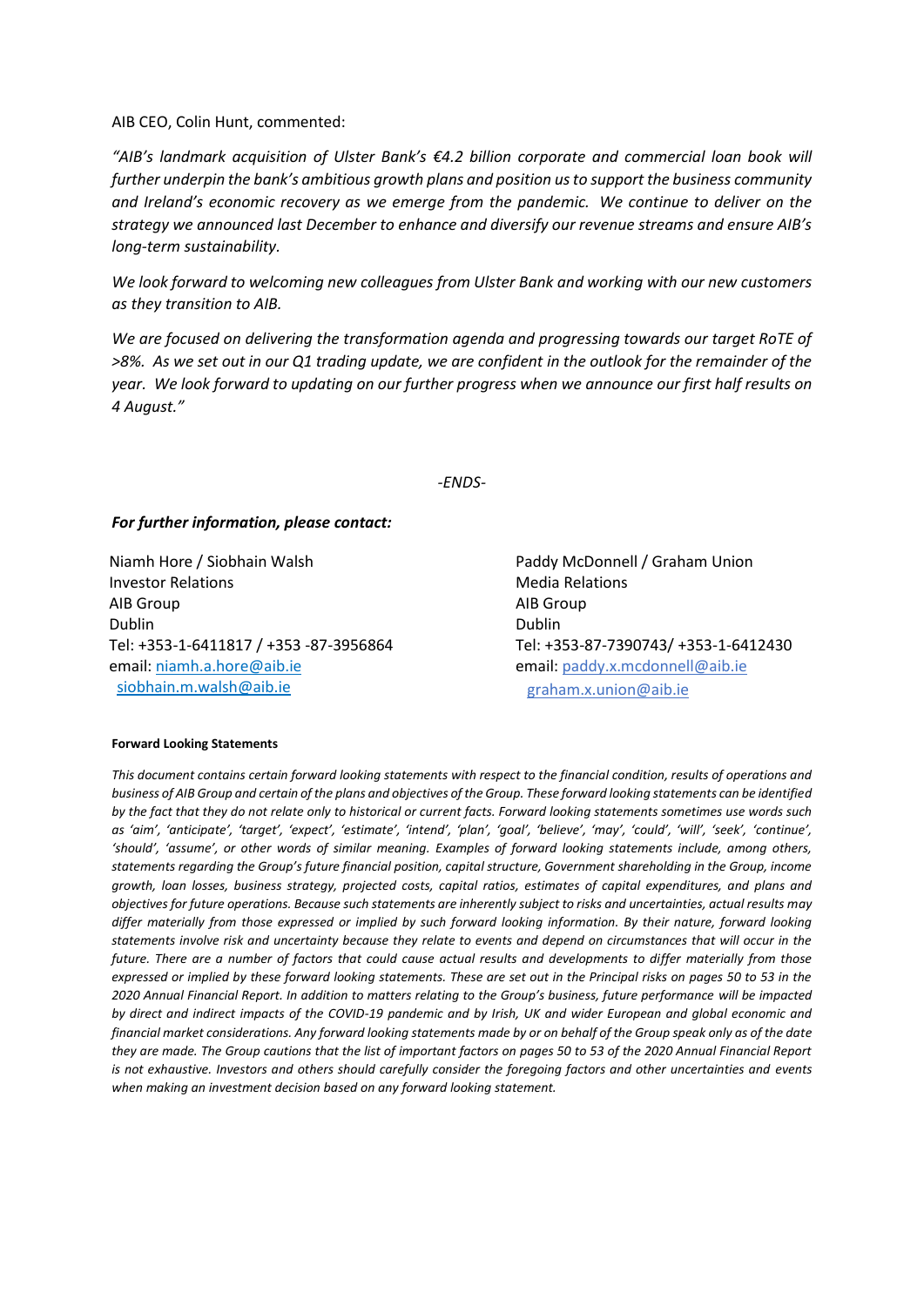AIB CEO, Colin Hunt, commented:

*"AIB's landmark acquisition of Ulster Bank's €4.2 billion corporate and commercial loan book will further underpin the bank's ambitious growth plans and position us to support the business community and Ireland's economic recovery as we emerge from the pandemic. We continue to deliver on the strategy we announced last December to enhance and diversify our revenue streams and ensure AIB's long-term sustainability.*

*We look forward to welcoming new colleagues from Ulster Bank and working with our new customers as they transition to AIB.*

*We are focused on delivering the transformation agenda and progressing towards our target RoTE of >8%. As we set out in our Q1 trading update, we are confident in the outlook for the remainder of the year. We look forward to updating on our further progress when we announce our first half results on 4 August."*

*-ENDS-*

***For further information, please contact:***

Niamh Hore / Siobhain Walsh
Investor Relations
AIB Group
Dublin
Tel: +353-1-6411817 / +353 -87-3956864
email: niamh.a.hore@aib.ie
siobhain.m.walsh@aib.ie

Paddy McDonnell / Graham Union
Media Relations
AIB Group
Dublin
Tel: +353-87-7390743/ +353-1-6412430
email: paddy.x.mcdonnell@aib.ie
graham.x.union@aib.ie

**Forward Looking Statements**

*This document contains certain forward looking statements with respect to the financial condition, results of operations and business of AIB Group and certain of the plans and objectives of the Group. These forward looking statements can be identified by the fact that they do not relate only to historical or current facts. Forward looking statements sometimes use words such as 'aim', 'anticipate', 'target', 'expect', 'estimate', 'intend', 'plan', 'goal', 'believe', 'may', 'could', 'will', 'seek', 'continue', 'should', 'assume', or other words of similar meaning. Examples of forward looking statements include, among others, statements regarding the Group's future financial position, capital structure, Government shareholding in the Group, income growth, loan losses, business strategy, projected costs, capital ratios, estimates of capital expenditures, and plans and objectives for future operations. Because such statements are inherently subject to risks and uncertainties, actual results may differ materially from those expressed or implied by such forward looking information. By their nature, forward looking statements involve risk and uncertainty because they relate to events and depend on circumstances that will occur in the future. There are a number of factors that could cause actual results and developments to differ materially from those expressed or implied by these forward looking statements. These are set out in the Principal risks on pages 50 to 53 in the 2020 Annual Financial Report. In addition to matters relating to the Group's business, future performance will be impacted by direct and indirect impacts of the COVID-19 pandemic and by Irish, UK and wider European and global economic and financial market considerations. Any forward looking statements made by or on behalf of the Group speak only as of the date they are made. The Group cautions that the list of important factors on pages 50 to 53 of the 2020 Annual Financial Report is not exhaustive. Investors and others should carefully consider the foregoing factors and other uncertainties and events when making an investment decision based on any forward looking statement.*